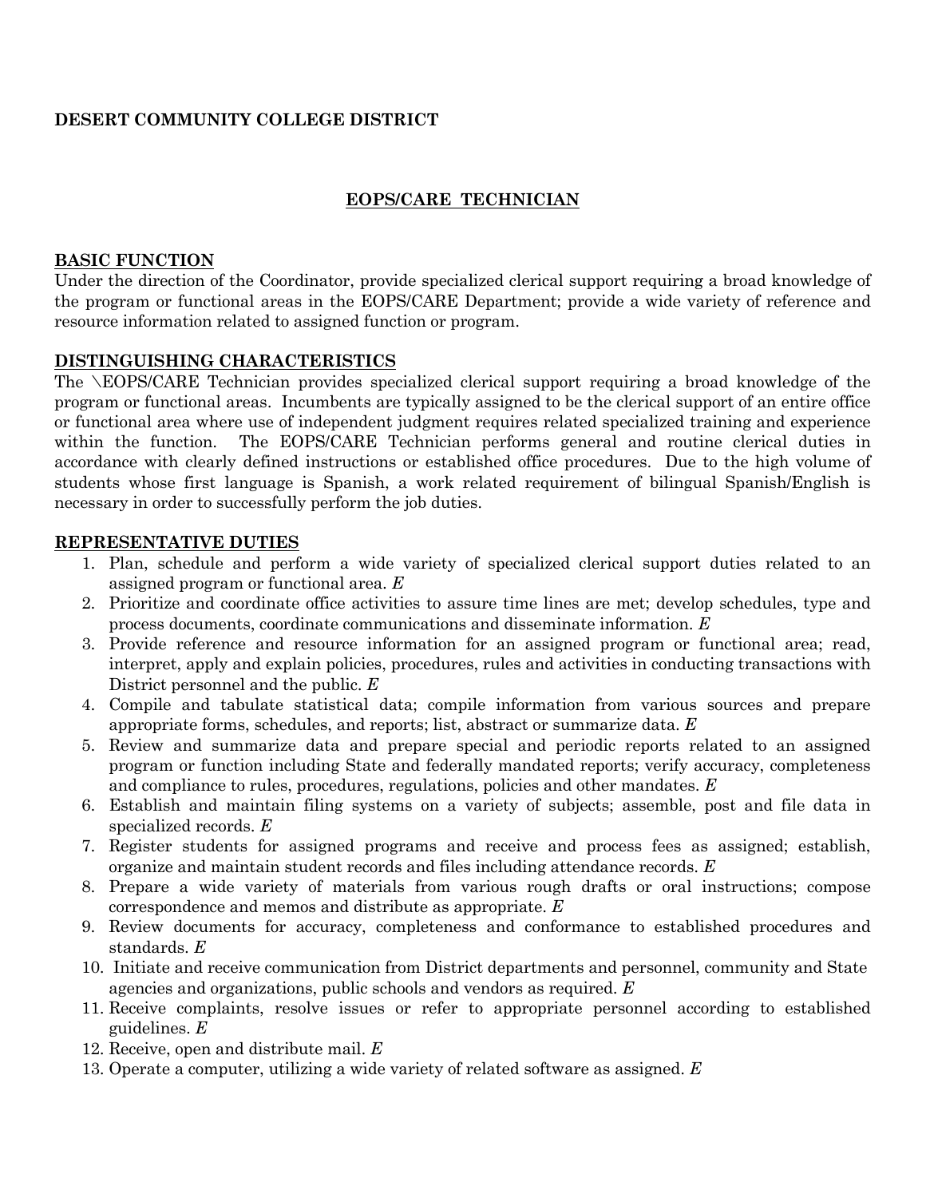**DESERT COMMUNITY COLLEGE DISTRICT**

# EOPS/CARE TECHNICIAN

## BASIC FUNCTION

Under the direction of the Coordinator, provide specialized clerical support requiring a broad knowledge of the program or functional areas in the EOPS/CARE Department; provide a wide variety of reference and resource information related to assigned function or program.

## DISTINGUISHING CHARACTERISTICS

The \EOPS/CARE Technician provides specialized clerical support requiring a broad knowledge of the program or functional areas. Incumbents are typically assigned to be the clerical support of an entire office or functional area where use of independent judgment requires related specialized training and experience within the function. The EOPS/CARE Technician performs general and routine clerical duties in accordance with clearly defined instructions or established office procedures. Due to the high volume of students whose first language is Spanish, a work related requirement of bilingual Spanish/English is necessary in order to successfully perform the job duties.

## REPRESENTATIVE DUTIES

1. Plan, schedule and perform a wide variety of specialized clerical support duties related to an assigned program or functional area. *E*
2. Prioritize and coordinate office activities to assure time lines are met; develop schedules, type and process documents, coordinate communications and disseminate information. *E*
3. Provide reference and resource information for an assigned program or functional area; read, interpret, apply and explain policies, procedures, rules and activities in conducting transactions with District personnel and the public. *E*
4. Compile and tabulate statistical data; compile information from various sources and prepare appropriate forms, schedules, and reports; list, abstract or summarize data. *E*
5. Review and summarize data and prepare special and periodic reports related to an assigned program or function including State and federally mandated reports; verify accuracy, completeness and compliance to rules, procedures, regulations, policies and other mandates. *E*
6. Establish and maintain filing systems on a variety of subjects; assemble, post and file data in specialized records. *E*
7. Register students for assigned programs and receive and process fees as assigned; establish, organize and maintain student records and files including attendance records. *E*
8. Prepare a wide variety of materials from various rough drafts or oral instructions; compose correspondence and memos and distribute as appropriate. *E*
9. Review documents for accuracy, completeness and conformance to established procedures and standards. *E*
10. Initiate and receive communication from District departments and personnel, community and State agencies and organizations, public schools and vendors as required. *E*
11. Receive complaints, resolve issues or refer to appropriate personnel according to established guidelines. *E*
12. Receive, open and distribute mail. *E*
13. Operate a computer, utilizing a wide variety of related software as assigned. *E*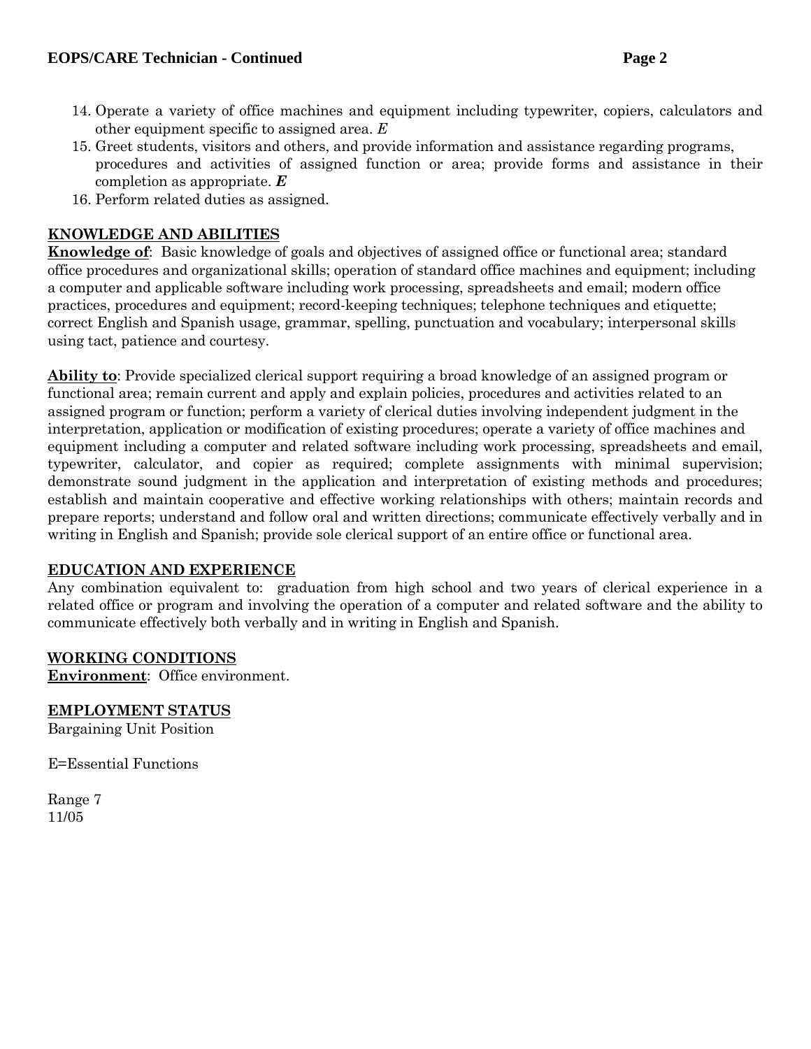14. Operate a variety of office machines and equipment including typewriter, copiers, calculators and other equipment specific to assigned area. *E*
15. Greet students, visitors and others, and provide information and assistance regarding programs, procedures and activities of assigned function or area; provide forms and assistance in their completion as appropriate. ***E***
16. Perform related duties as assigned.

## KNOWLEDGE AND ABILITIES

**Knowledge of**: Basic knowledge of goals and objectives of assigned office or functional area; standard office procedures and organizational skills; operation of standard office machines and equipment; including a computer and applicable software including work processing, spreadsheets and email; modern office practices, procedures and equipment; record-keeping techniques; telephone techniques and etiquette; correct English and Spanish usage, grammar, spelling, punctuation and vocabulary; interpersonal skills using tact, patience and courtesy.

**Ability to**: Provide specialized clerical support requiring a broad knowledge of an assigned program or functional area; remain current and apply and explain policies, procedures and activities related to an assigned program or function; perform a variety of clerical duties involving independent judgment in the interpretation, application or modification of existing procedures; operate a variety of office machines and equipment including a computer and related software including work processing, spreadsheets and email, typewriter, calculator, and copier as required; complete assignments with minimal supervision; demonstrate sound judgment in the application and interpretation of existing methods and procedures; establish and maintain cooperative and effective working relationships with others; maintain records and prepare reports; understand and follow oral and written directions; communicate effectively verbally and in writing in English and Spanish; provide sole clerical support of an entire office or functional area.

## EDUCATION AND EXPERIENCE

Any combination equivalent to: graduation from high school and two years of clerical experience in a related office or program and involving the operation of a computer and related software and the ability to communicate effectively both verbally and in writing in English and Spanish.

## WORKING CONDITIONS

**Environment**: Office environment.

## EMPLOYMENT STATUS

Bargaining Unit Position

E=Essential Functions

Range 7
11/05